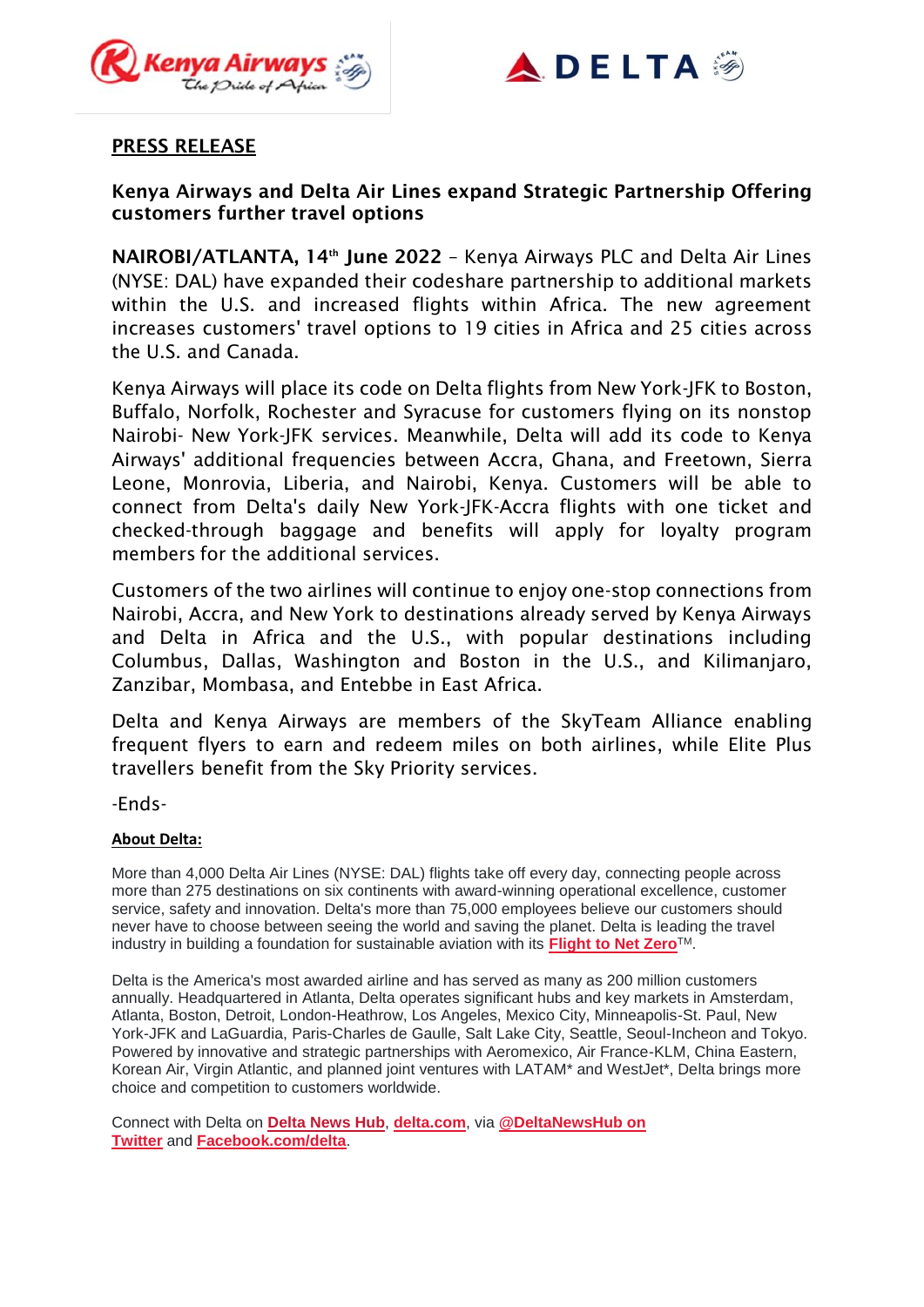## PRESS RELEASE

### Kenya Airways and Delta Air Lines expand Strategic Partnership Offering customers further travel options

**NAIROBI/ATLANTA, 14th June 2022** – Kenya Airways PLC and Delta Air Lines (NYSE: DAL) have expanded their codeshare partnership to additional markets within the U.S. and increased flights within Africa. The new agreement increases customers' travel options to 19 cities in Africa and 25 cities across the U.S. and Canada.

Kenya Airways will place its code on Delta flights from New York-JFK to Boston, Buffalo, Norfolk, Rochester and Syracuse for customers flying on its nonstop Nairobi- New York-JFK services. Meanwhile, Delta will add its code to Kenya Airways' additional frequencies between Accra, Ghana, and Freetown, Sierra Leone, Monrovia, Liberia, and Nairobi, Kenya. Customers will be able to connect from Delta's daily New York-JFK-Accra flights with one ticket and checked-through baggage and benefits will apply for loyalty program members for the additional services.

Customers of the two airlines will continue to enjoy one-stop connections from Nairobi, Accra, and New York to destinations already served by Kenya Airways and Delta in Africa and the U.S., with popular destinations including Columbus, Dallas, Washington and Boston in the U.S., and Kilimanjaro, Zanzibar, Mombasa, and Entebbe in East Africa.

Delta and Kenya Airways are members of the SkyTeam Alliance enabling frequent flyers to earn and redeem miles on both airlines, while Elite Plus travellers benefit from the Sky Priority services.

-Ends-

**About Delta:**

More than 4,000 Delta Air Lines (NYSE: DAL) flights take off every day, connecting people across more than 275 destinations on six continents with award-winning operational excellence, customer service, safety and innovation. Delta's more than 75,000 employees believe our customers should never have to choose between seeing the world and saving the planet. Delta is leading the travel industry in building a foundation for sustainable aviation with its **Flight to Net Zero**™.

Delta is the America's most awarded airline and has served as many as 200 million customers annually. Headquartered in Atlanta, Delta operates significant hubs and key markets in Amsterdam, Atlanta, Boston, Detroit, London-Heathrow, Los Angeles, Mexico City, Minneapolis-St. Paul, New York-JFK and LaGuardia, Paris-Charles de Gaulle, Salt Lake City, Seattle, Seoul-Incheon and Tokyo. Powered by innovative and strategic partnerships with Aeromexico, Air France-KLM, China Eastern, Korean Air, Virgin Atlantic, and planned joint ventures with LATAM* and WestJet*, Delta brings more choice and competition to customers worldwide.

Connect with Delta on **Delta News Hub**, **delta.com**, via **@DeltaNewsHub on Twitter** and **Facebook.com/delta**.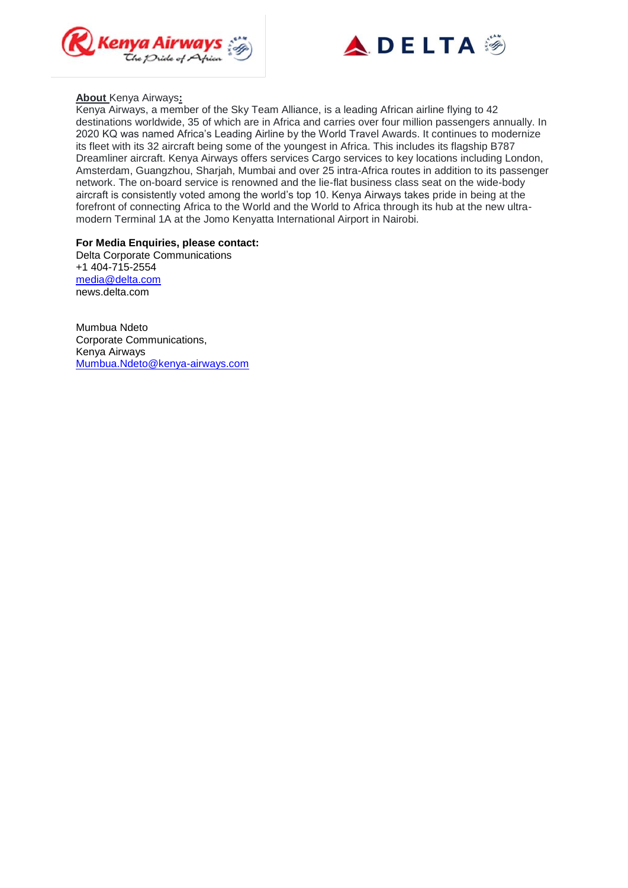**About** Kenya Airways**:**
Kenya Airways, a member of the Sky Team Alliance, is a leading African airline flying to 42 destinations worldwide, 35 of which are in Africa and carries over four million passengers annually. In 2020 KQ was named Africa's Leading Airline by the World Travel Awards. It continues to modernize its fleet with its 32 aircraft being some of the youngest in Africa. This includes its flagship B787 Dreamliner aircraft. Kenya Airways offers services Cargo services to key locations including London, Amsterdam, Guangzhou, Sharjah, Mumbai and over 25 intra-Africa routes in addition to its passenger network. The on-board service is renowned and the lie-flat business class seat on the wide-body aircraft is consistently voted among the world's top 10. Kenya Airways takes pride in being at the forefront of connecting Africa to the World and the World to Africa through its hub at the new ultra-modern Terminal 1A at the Jomo Kenyatta International Airport in Nairobi.

**For Media Enquiries, please contact:**
Delta Corporate Communications
+1 404-715-2554
media@delta.com
news.delta.com

Mumbua Ndeto
Corporate Communications,
Kenya Airways
Mumbua.Ndeto@kenya-airways.com